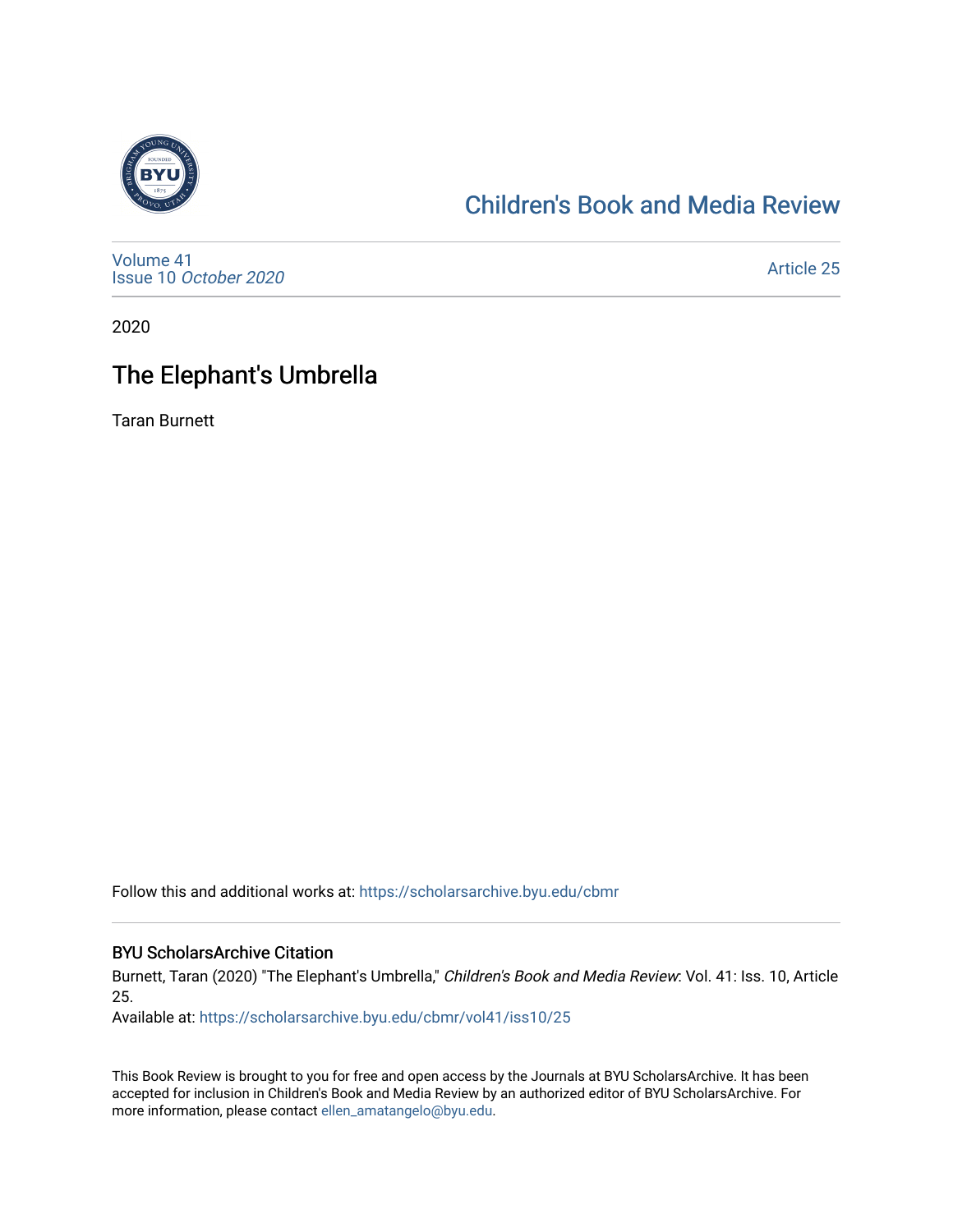# Children's Book and Media Review

Volume 41
Issue 10 *October 2020*

Article 25

2020

## The Elephant's Umbrella

Taran Burnett

Follow this and additional works at: https://scholarsarchive.byu.edu/cbmr

### BYU ScholarsArchive Citation

Burnett, Taran (2020) "The Elephant's Umbrella," *Children's Book and Media Review*: Vol. 41: Iss. 10, Article 25.

Available at: https://scholarsarchive.byu.edu/cbmr/vol41/iss10/25

This Book Review is brought to you for free and open access by the Journals at BYU ScholarsArchive. It has been accepted for inclusion in Children's Book and Media Review by an authorized editor of BYU ScholarsArchive. For more information, please contact ellen_amatangelo@byu.edu.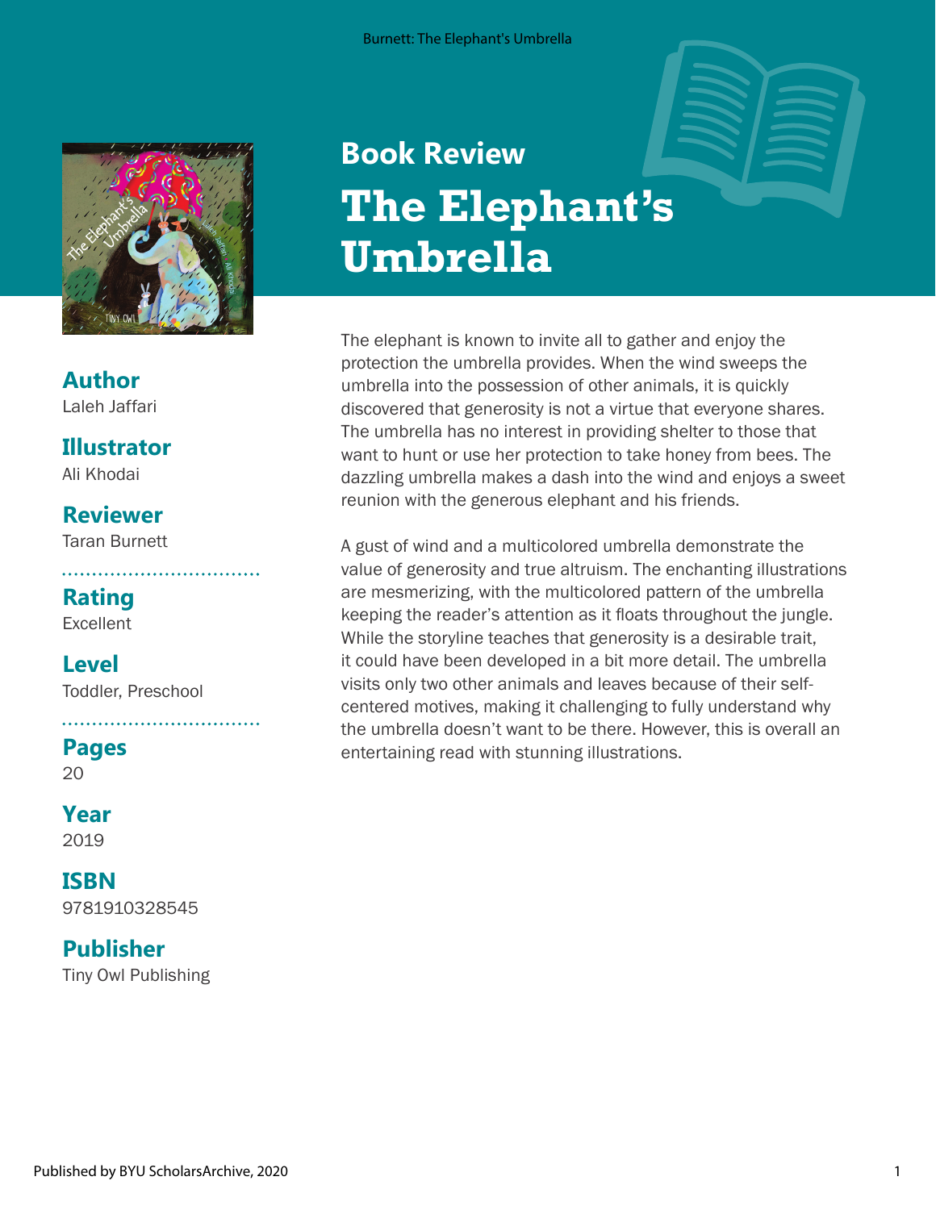## Book Review

# The Elephant's Umbrella

**Author**
Laleh Jaffari

**Illustrator**
Ali Khodai

**Reviewer**
Taran Burnett

**Rating**
Excellent

**Level**
Toddler, Preschool

**Pages**
20

**Year**
2019

**ISBN**
9781910328545

**Publisher**
Tiny Owl Publishing

The elephant is known to invite all to gather and enjoy the protection the umbrella provides. When the wind sweeps the umbrella into the possession of other animals, it is quickly discovered that generosity is not a virtue that everyone shares. The umbrella has no interest in providing shelter to those that want to hunt or use her protection to take honey from bees. The dazzling umbrella makes a dash into the wind and enjoys a sweet reunion with the generous elephant and his friends.

A gust of wind and a multicolored umbrella demonstrate the value of generosity and true altruism. The enchanting illustrations are mesmerizing, with the multicolored pattern of the umbrella keeping the reader's attention as it floats throughout the jungle. While the storyline teaches that generosity is a desirable trait, it could have been developed in a bit more detail. The umbrella visits only two other animals and leaves because of their self-centered motives, making it challenging to fully understand why the umbrella doesn't want to be there. However, this is overall an entertaining read with stunning illustrations.